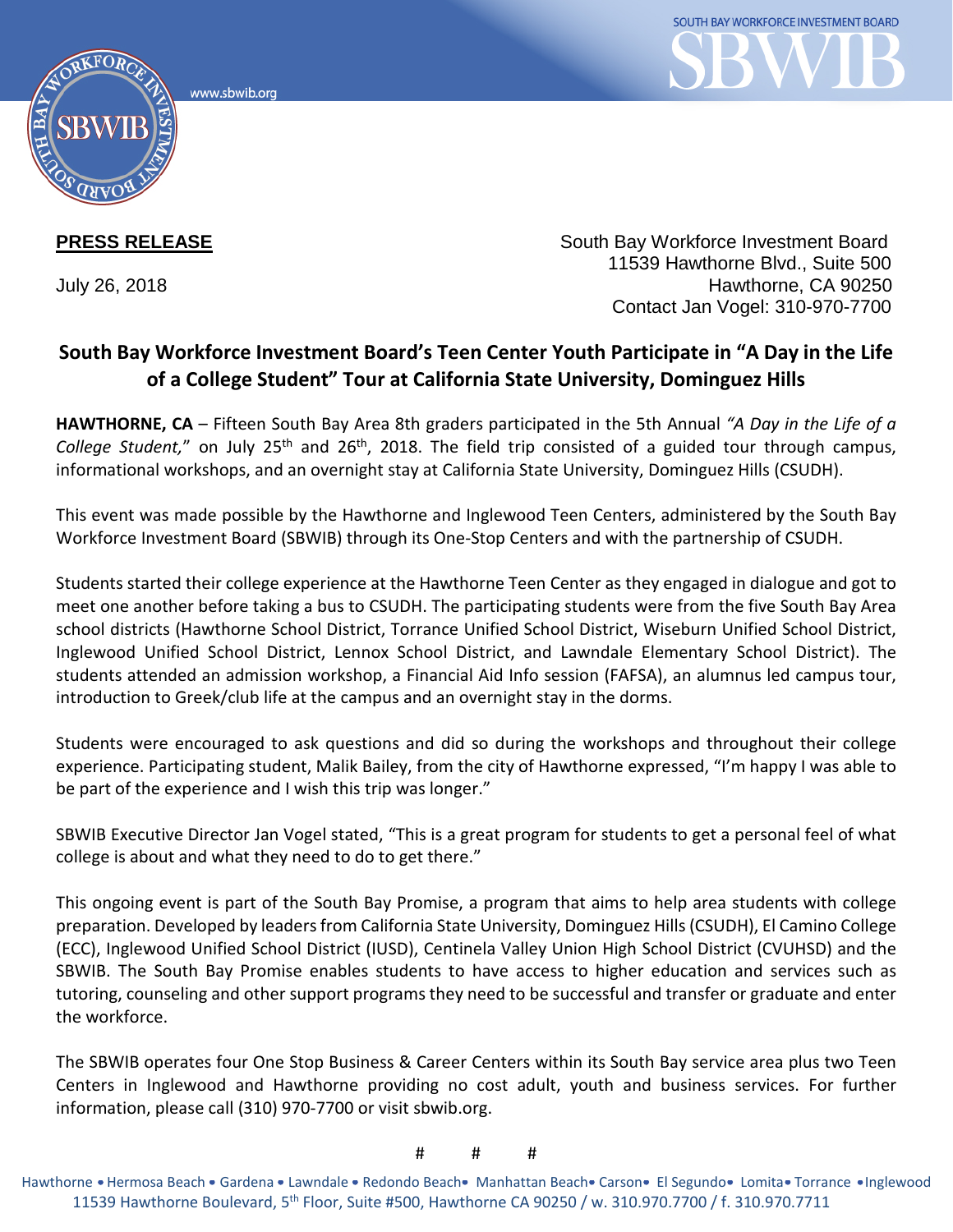www.sbwib.org

SOUTH BAY WORKFORCE INVESTMENT BOARD

**PRESS RELEASE**

July 26, 2018

South Bay Workforce Investment Board
11539 Hawthorne Blvd., Suite 500
Hawthorne, CA 90250
Contact Jan Vogel: 310-970-7700

## South Bay Workforce Investment Board's Teen Center Youth Participate in "A Day in the Life of a College Student" Tour at California State University, Dominguez Hills

**HAWTHORNE, CA** – Fifteen South Bay Area 8th graders participated in the 5th Annual *"A Day in the Life of a College Student,"* on July 25th and 26th, 2018. The field trip consisted of a guided tour through campus, informational workshops, and an overnight stay at California State University, Dominguez Hills (CSUDH).

This event was made possible by the Hawthorne and Inglewood Teen Centers, administered by the South Bay Workforce Investment Board (SBWIB) through its One-Stop Centers and with the partnership of CSUDH.

Students started their college experience at the Hawthorne Teen Center as they engaged in dialogue and got to meet one another before taking a bus to CSUDH. The participating students were from the five South Bay Area school districts (Hawthorne School District, Torrance Unified School District, Wiseburn Unified School District, Inglewood Unified School District, Lennox School District, and Lawndale Elementary School District). The students attended an admission workshop, a Financial Aid Info session (FAFSA), an alumnus led campus tour, introduction to Greek/club life at the campus and an overnight stay in the dorms.

Students were encouraged to ask questions and did so during the workshops and throughout their college experience. Participating student, Malik Bailey, from the city of Hawthorne expressed, "I'm happy I was able to be part of the experience and I wish this trip was longer."

SBWIB Executive Director Jan Vogel stated, "This is a great program for students to get a personal feel of what college is about and what they need to do to get there."

This ongoing event is part of the South Bay Promise, a program that aims to help area students with college preparation. Developed by leaders from California State University, Dominguez Hills (CSUDH), El Camino College (ECC), Inglewood Unified School District (IUSD), Centinela Valley Union High School District (CVUHSD) and the SBWIB. The South Bay Promise enables students to have access to higher education and services such as tutoring, counseling and other support programs they need to be successful and transfer or graduate and enter the workforce.

The SBWIB operates four One Stop Business & Career Centers within its South Bay service area plus two Teen Centers in Inglewood and Hawthorne providing no cost adult, youth and business services. For further information, please call (310) 970-7700 or visit sbwib.org.

# # #

Hawthorne • Hermosa Beach • Gardena • Lawndale • Redondo Beach • Manhattan Beach • Carson • El Segundo • Lomita • Torrance • Inglewood
11539 Hawthorne Boulevard, 5th Floor, Suite #500, Hawthorne CA 90250 / w. 310.970.7700 / f. 310.970.7711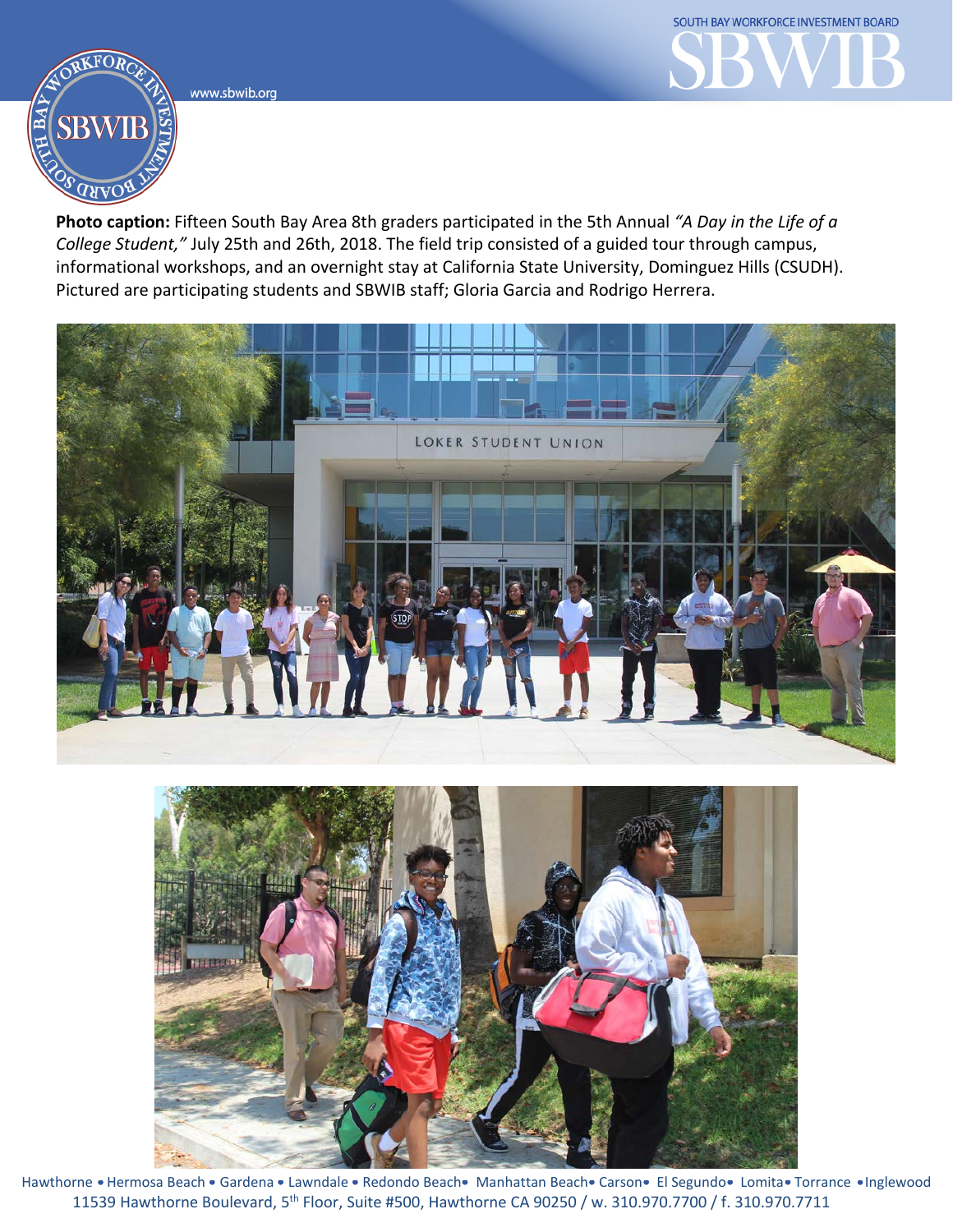**Photo caption:** Fifteen South Bay Area 8th graders participated in the 5th Annual *"A Day in the Life of a College Student,"* July 25th and 26th, 2018. The field trip consisted of a guided tour through campus, informational workshops, and an overnight stay at California State University, Dominguez Hills (CSUDH). Pictured are participating students and SBWIB staff; Gloria Garcia and Rodrigo Herrera.